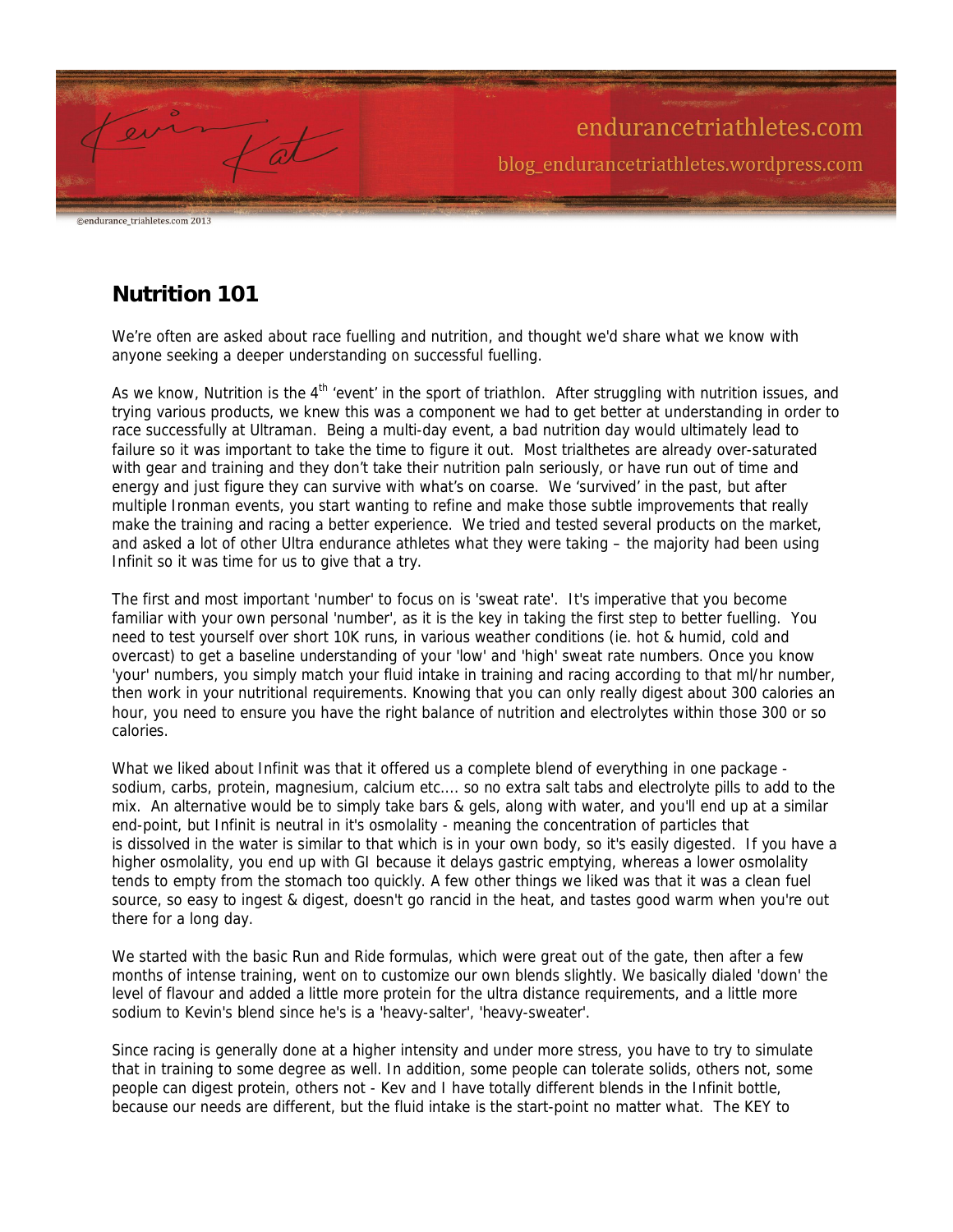## Nutrition 101

We're often are asked about race fuelling and nutrition, and thought we'd share what we know with anyone seeking a deeper understanding on successful fuelling.

As we know, Nutrition is the 4th 'event' in the sport of triathlon. After struggling with nutrition issues, and trying various products, we knew this was a component we had to get better at understanding in order to race successfully at Ultraman. Being a multi-day event, a bad nutrition day would ultimately lead to failure so it was important to take the time to figure it out. Most trialthetes are already over-saturated with gear and training and they don't take their nutrition paln seriously, or have run out of time and energy and just figure they can survive with what's on coarse. We 'survived' in the past, but after multiple Ironman events, you start wanting to refine and make those subtle improvements that really make the training and racing a better experience. We tried and tested several products on the market, and asked a lot of other Ultra endurance athletes what they were taking – the majority had been using Infinit so it was time for us to give that a try.

The first and most important 'number' to focus on is 'sweat rate'. It's imperative that you become familiar with your own personal 'number', as it is the key in taking the first step to better fuelling. You need to test yourself over short 10K runs, in various weather conditions (ie. hot & humid, cold and overcast) to get a baseline understanding of your 'low' and 'high' sweat rate numbers. Once you know 'your' numbers, you simply match your fluid intake in training and racing according to that ml/hr number, then work in your nutritional requirements. Knowing that you can only really digest about 300 calories an hour, you need to ensure you have the right balance of nutrition and electrolytes within those 300 or so calories.

What we liked about Infinit was that it offered us a complete blend of everything in one package - sodium, carbs, protein, magnesium, calcium etc.... so no extra salt tabs and electrolyte pills to add to the mix. An alternative would be to simply take bars & gels, along with water, and you'll end up at a similar end-point, but Infinit is neutral in it's osmolality - meaning the concentration of particles that is dissolved in the water is similar to that which is in your own body, so it's easily digested. If you have a higher osmolality, you end up with GI because it delays gastric emptying, whereas a lower osmolality tends to empty from the stomach too quickly. A few other things we liked was that it was a clean fuel source, so easy to ingest & digest, doesn't go rancid in the heat, and tastes good warm when you're out there for a long day.

We started with the basic Run and Ride formulas, which were great out of the gate, then after a few months of intense training, went on to customize our own blends slightly. We basically dialed 'down' the level of flavour and added a little more protein for the ultra distance requirements, and a little more sodium to Kevin's blend since he's is a 'heavy-salter', 'heavy-sweater'.

Since racing is generally done at a higher intensity and under more stress, you have to try to simulate that in training to some degree as well. In addition, some people can tolerate solids, others not, some people can digest protein, others not - Kev and I have totally different blends in the Infinit bottle, because our needs are different, but the fluid intake is the start-point no matter what. The KEY to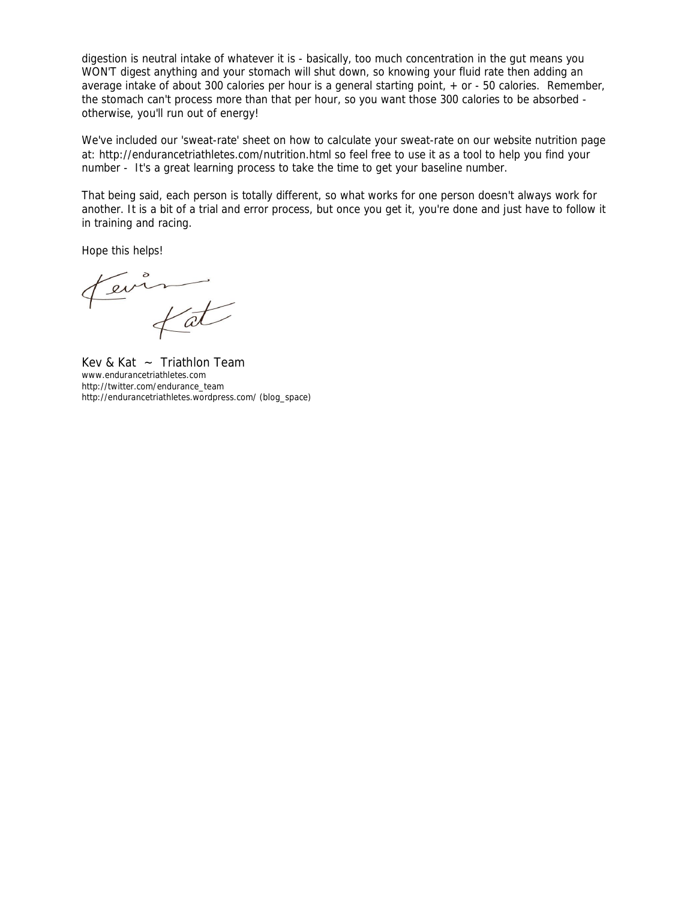digestion is neutral intake of whatever it is - basically, too much concentration in the gut means you WON'T digest anything and your stomach will shut down, so knowing your fluid rate then adding an average intake of about 300 calories per hour is a general starting point, + or - 50 calories. Remember, the stomach can't process more than that per hour, so you want those 300 calories to be absorbed - otherwise, you'll run out of energy!

We've included our 'sweat-rate' sheet on how to calculate your sweat-rate on our website nutrition page at: http://endurancetriathletes.com/nutrition.html so feel free to use it as a tool to help you find your number - It's a great learning process to take the time to get your baseline number.

That being said, each person is totally different, so what works for one person doesn't always work for another. It is a bit of a trial and error process, but once you get it, you're done and just have to follow it in training and racing.

Hope this helps!

Kevin
Kat

Kev & Kat ~ Triathlon Team
www.endurancetriathletes.com
http://twitter.com/endurance_team
http://endurancetriathletes.wordpress.com/ (blog_space)